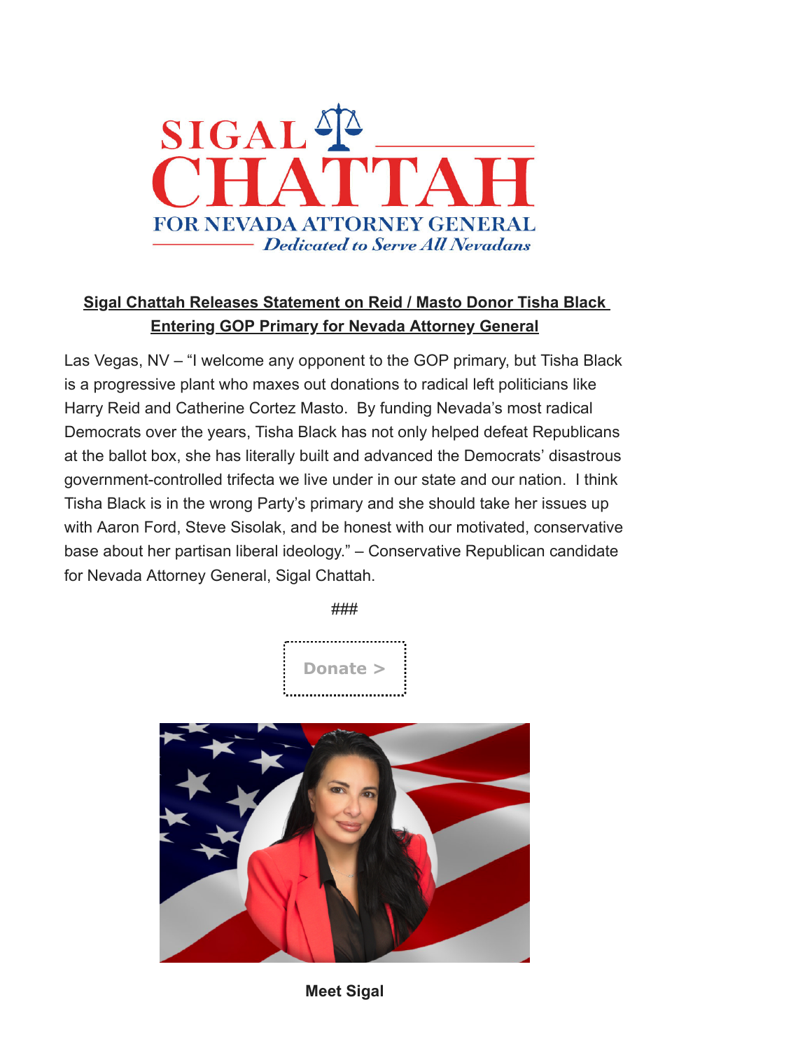SIGAL CHATTAH

FOR NEVADA ATTORNEY GENERAL

*Dedicated to Serve All Nevadans*

**Sigal Chattah Releases Statement on Reid / Masto Donor Tisha Black Entering GOP Primary for Nevada Attorney General**

Las Vegas, NV – "I welcome any opponent to the GOP primary, but Tisha Black is a progressive plant who maxes out donations to radical left politicians like Harry Reid and Catherine Cortez Masto. By funding Nevada's most radical Democrats over the years, Tisha Black has not only helped defeat Republicans at the ballot box, she has literally built and advanced the Democrats' disastrous government-controlled trifecta we live under in our state and our nation. I think Tisha Black is in the wrong Party's primary and she should take her issues up with Aaron Ford, Steve Sisolak, and be honest with our motivated, conservative base about her partisan liberal ideology." – Conservative Republican candidate for Nevada Attorney General, Sigal Chattah.

###

Donate >

**Meet Sigal**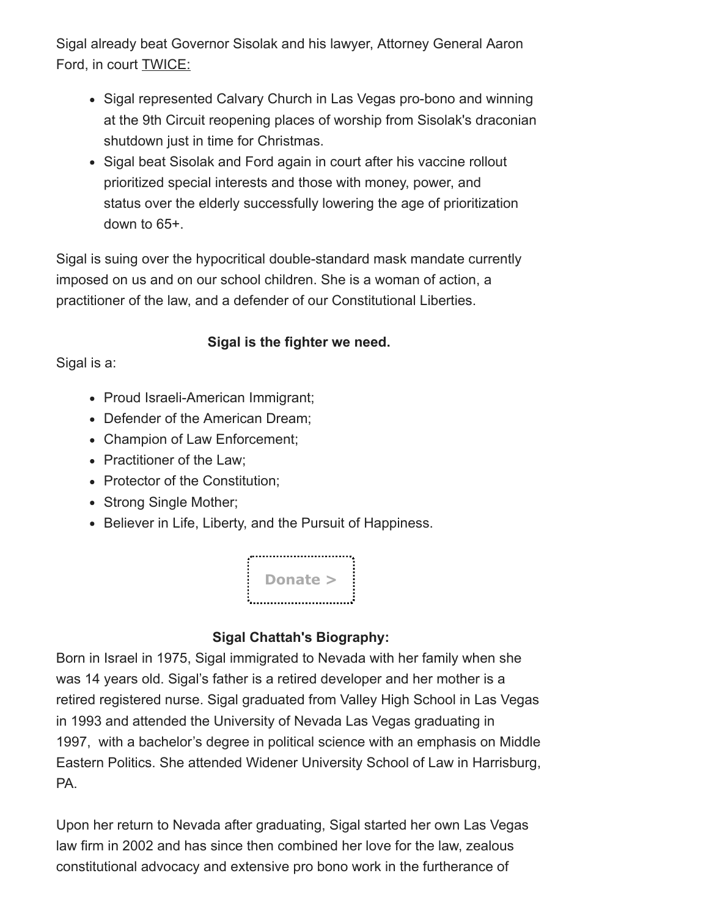Sigal already beat Governor Sisolak and his lawyer, Attorney General Aaron Ford, in court TWICE:

- Sigal represented Calvary Church in Las Vegas pro-bono and winning at the 9th Circuit reopening places of worship from Sisolak's draconian shutdown just in time for Christmas.
- Sigal beat Sisolak and Ford again in court after his vaccine rollout prioritized special interests and those with money, power, and status over the elderly successfully lowering the age of prioritization down to 65+.

Sigal is suing over the hypocritical double-standard mask mandate currently imposed on us and on our school children. She is a woman of action, a practitioner of the law, and a defender of our Constitutional Liberties.

**Sigal is the fighter we need.**

Sigal is a:

- Proud Israeli-American Immigrant;
- Defender of the American Dream;
- Champion of Law Enforcement;
- Practitioner of the Law;
- Protector of the Constitution;
- Strong Single Mother;
- Believer in Life, Liberty, and the Pursuit of Happiness.

Donate >

**Sigal Chattah's Biography:**

Born in Israel in 1975, Sigal immigrated to Nevada with her family when she was 14 years old. Sigal's father is a retired developer and her mother is a retired registered nurse. Sigal graduated from Valley High School in Las Vegas in 1993 and attended the University of Nevada Las Vegas graduating in 1997, with a bachelor's degree in political science with an emphasis on Middle Eastern Politics. She attended Widener University School of Law in Harrisburg, PA.

Upon her return to Nevada after graduating, Sigal started her own Las Vegas law firm in 2002 and has since then combined her love for the law, zealous constitutional advocacy and extensive pro bono work in the furtherance of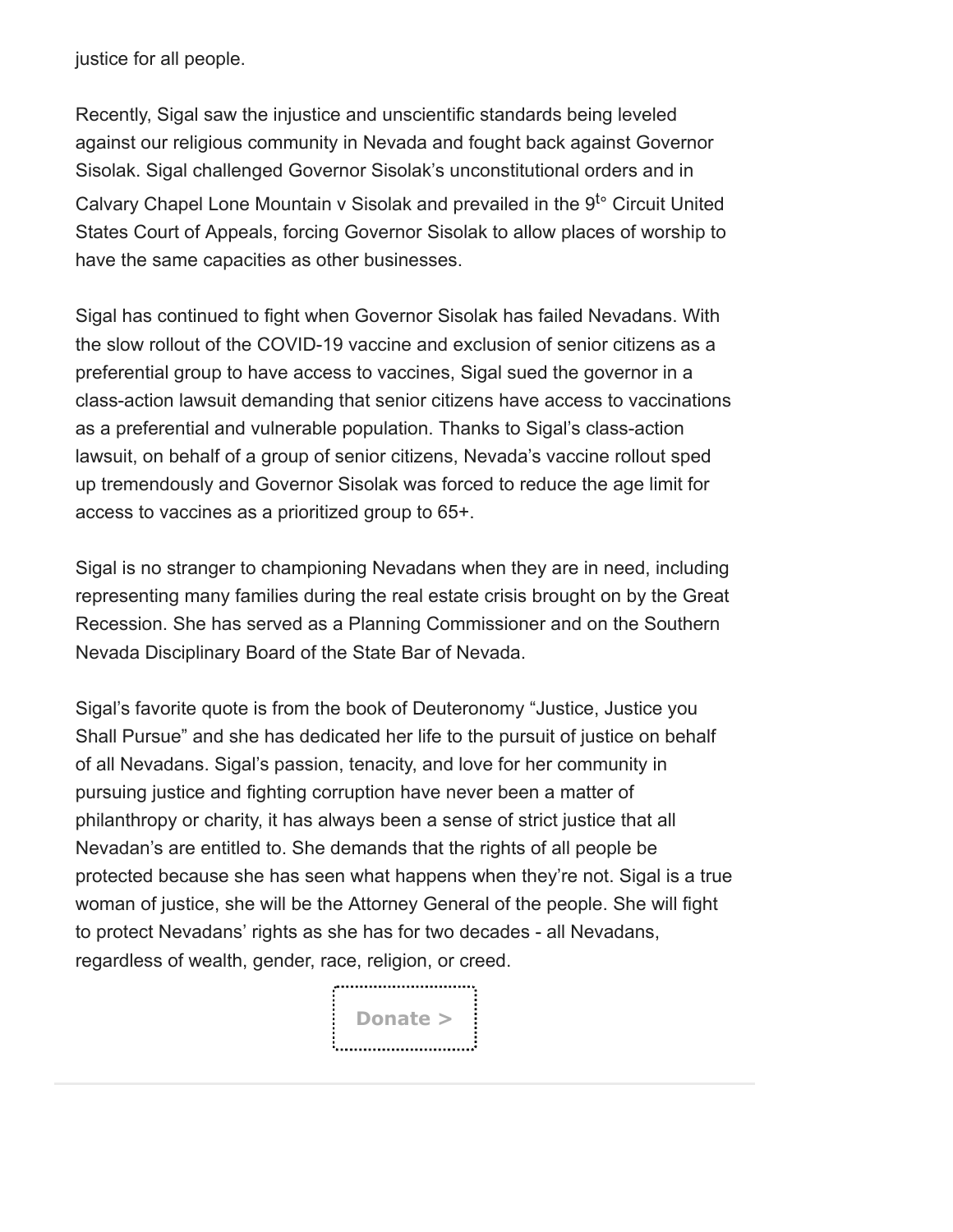justice for all people.

Recently, Sigal saw the injustice and unscientific standards being leveled against our religious community in Nevada and fought back against Governor Sisolak. Sigal challenged Governor Sisolak's unconstitutional orders and in Calvary Chapel Lone Mountain v Sisolak and prevailed in the 9$^{t\circ}$ Circuit United States Court of Appeals, forcing Governor Sisolak to allow places of worship to have the same capacities as other businesses.

Sigal has continued to fight when Governor Sisolak has failed Nevadans. With the slow rollout of the COVID-19 vaccine and exclusion of senior citizens as a preferential group to have access to vaccines, Sigal sued the governor in a class-action lawsuit demanding that senior citizens have access to vaccinations as a preferential and vulnerable population. Thanks to Sigal's class-action lawsuit, on behalf of a group of senior citizens, Nevada's vaccine rollout sped up tremendously and Governor Sisolak was forced to reduce the age limit for access to vaccines as a prioritized group to 65+.

Sigal is no stranger to championing Nevadans when they are in need, including representing many families during the real estate crisis brought on by the Great Recession. She has served as a Planning Commissioner and on the Southern Nevada Disciplinary Board of the State Bar of Nevada.

Sigal's favorite quote is from the book of Deuteronomy "Justice, Justice you Shall Pursue" and she has dedicated her life to the pursuit of justice on behalf of all Nevadans. Sigal's passion, tenacity, and love for her community in pursuing justice and fighting corruption have never been a matter of philanthropy or charity, it has always been a sense of strict justice that all Nevadan's are entitled to. She demands that the rights of all people be protected because she has seen what happens when they're not. Sigal is a true woman of justice, she will be the Attorney General of the people. She will fight to protect Nevadans' rights as she has for two decades - all Nevadans, regardless of wealth, gender, race, religion, or creed.

Donate >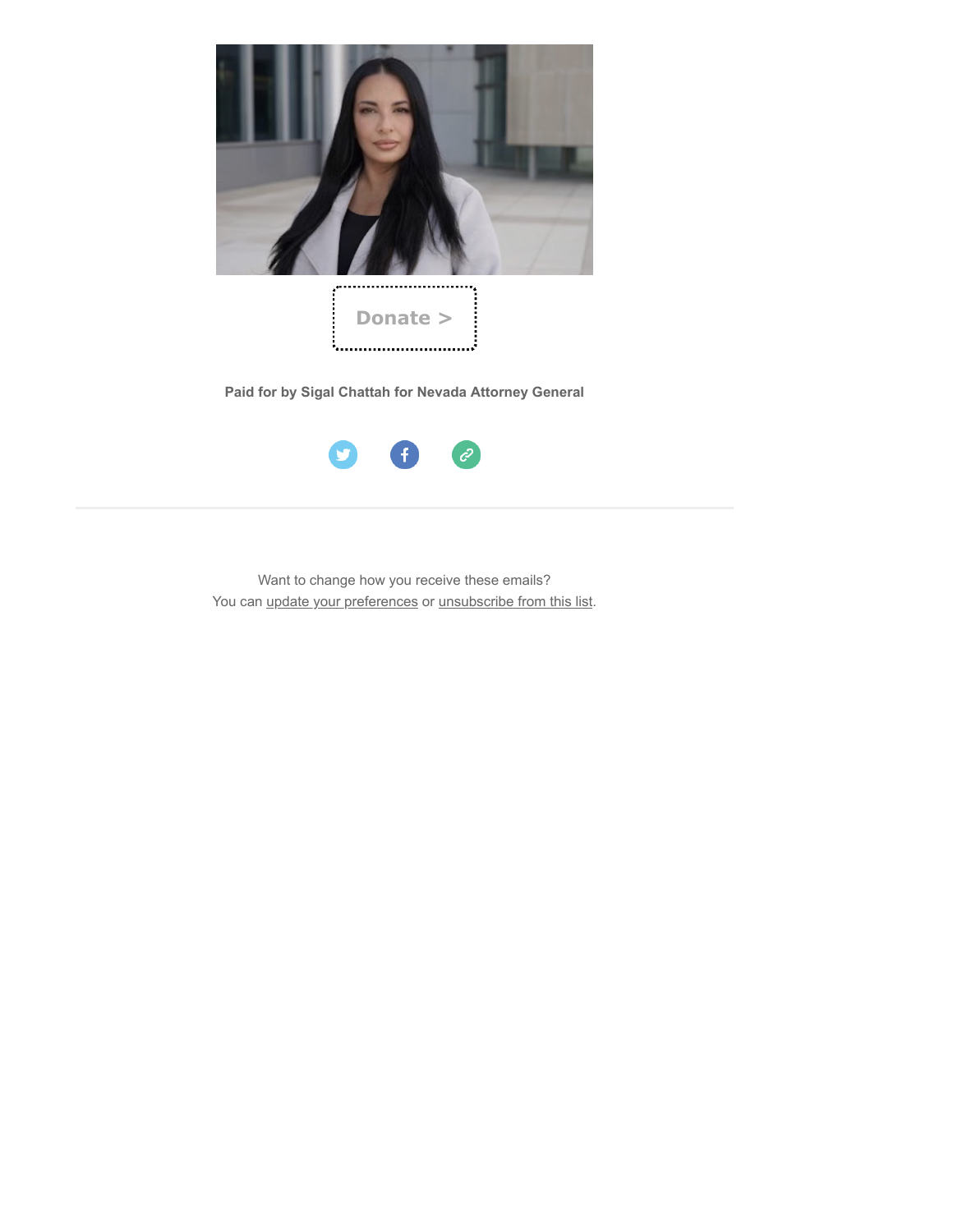Donate >

**Paid for by Sigal Chattah for Nevada Attorney General**

Want to change how you receive these emails?
You can update your preferences or unsubscribe from this list.